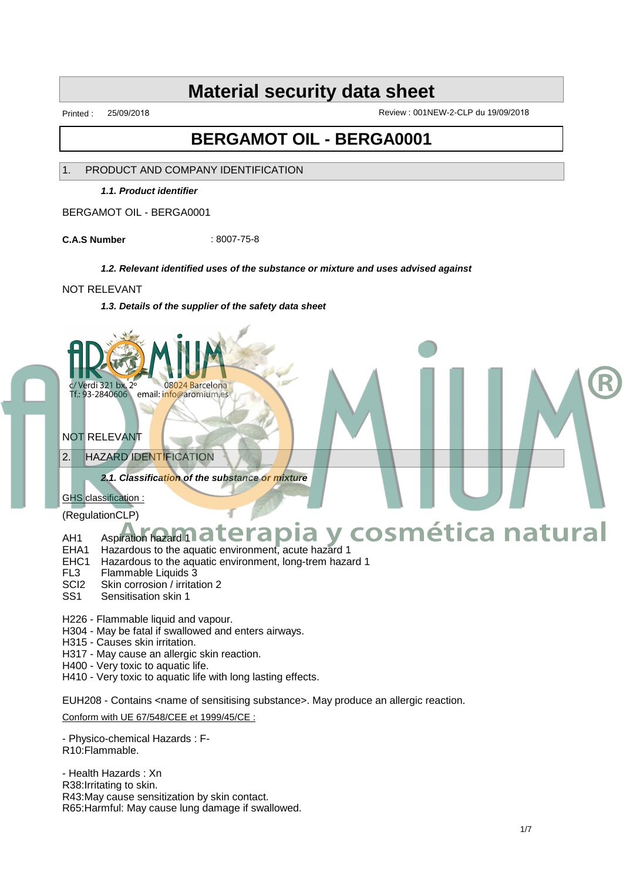# Material security data sheet

Printed : 25/09/2018 Review : 001NEW-2-CLP du 19/09/2018

# BERGAMOT OIL - BERGA0001

## 1. PRODUCT AND COMPANY IDENTIFICATION

***1.1. Product identifier***

BERGAMOT OIL - BERGA0001

**C.A.S Number** : 8007-75-8

***1.2. Relevant identified uses of the substance or mixture and uses advised against***

NOT RELEVANT

***1.3. Details of the supplier of the safety data sheet***

AROMIUM

c/ Verdi 321 bx. 2º 08024 Barcelona

Tf.: 93-2840606 email: info@aromium.es

Aromaterapia y cosmética natural

NOT RELEVANT

## 2. HAZARD IDENTIFICATION

***2.1. Classification of the substance or mixture***

GHS classification :

(RegulationCLP)

AH1 Aspiration hazard 1
EHA1 Hazardous to the aquatic environment, acute hazard 1
EHC1 Hazardous to the aquatic environment, long-trem hazard 1
FL3 Flammable Liquids 3
SCI2 Skin corrosion / irritation 2
SS1 Sensitisation skin 1

H226 - Flammable liquid and vapour.
H304 - May be fatal if swallowed and enters airways.
H315 - Causes skin irritation.
H317 - May cause an allergic skin reaction.
H400 - Very toxic to aquatic life.
H410 - Very toxic to aquatic life with long lasting effects.

EUH208 - Contains <name of sensitising substance>. May produce an allergic reaction.

Conform with UE 67/548/CEE et 1999/45/CE :

- Physico-chemical Hazards : F-
R10:Flammable.

- Health Hazards : Xn
R38:Irritating to skin.
R43:May cause sensitization by skin contact.
R65:Harmful: May cause lung damage if swallowed.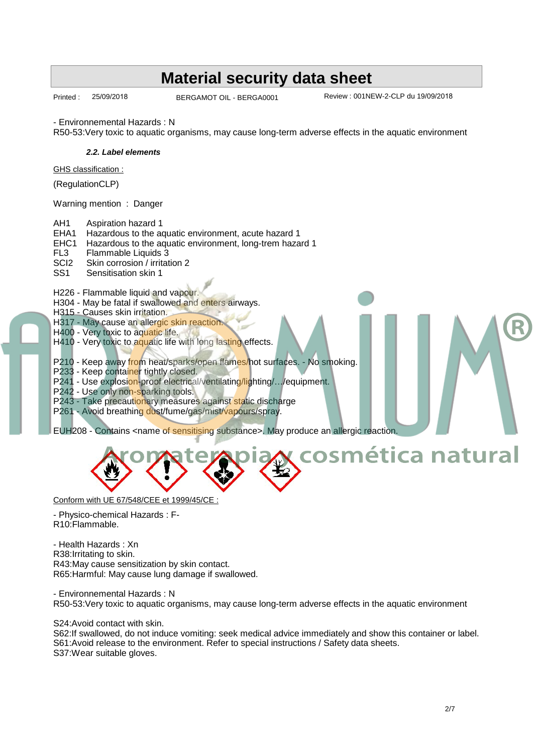- Environnemental Hazards : N
R50-53:Very toxic to aquatic organisms, may cause long-term adverse effects in the aquatic environment

#### *2.2. Label elements*

GHS classification :

(RegulationCLP)

Warning mention : Danger

AH1 Aspiration hazard 1
EHA1 Hazardous to the aquatic environment, acute hazard 1
EHC1 Hazardous to the aquatic environment, long-trem hazard 1
FL3 Flammable Liquids 3
SCI2 Skin corrosion / irritation 2
SS1 Sensitisation skin 1

H226 - Flammable liquid and vapour.
H304 - May be fatal if swallowed and enters airways.
H315 - Causes skin irritation.
H317 - May cause an allergic skin reaction.
H400 - Very toxic to aquatic life.
H410 - Very toxic to aquatic life with long lasting effects.

P210 - Keep away from heat/sparks/open flames/hot surfaces. - No smoking.
P233 - Keep container tightly closed.
P241 - Use explosion-proof electrical/ventilating/lighting/…/equipment.
P242 - Use only non-sparking tools.
P243 - Take precautionary measures against static discharge
P261 - Avoid breathing dust/fume/gas/mist/vapours/spray.

EUH208 - Contains <name of sensitising substance>. May produce an allergic reaction.

Conform with UE 67/548/CEE et 1999/45/CE :

- Physico-chemical Hazards : F-
R10:Flammable.

- Health Hazards : Xn
R38:Irritating to skin.
R43:May cause sensitization by skin contact.
R65:Harmful: May cause lung damage if swallowed.

- Environnemental Hazards : N
R50-53:Very toxic to aquatic organisms, may cause long-term adverse effects in the aquatic environment

S24:Avoid contact with skin.
S62:If swallowed, do not induce vomiting: seek medical advice immediately and show this container or label.
S61:Avoid release to the environment. Refer to special instructions / Safety data sheets.
S37:Wear suitable gloves.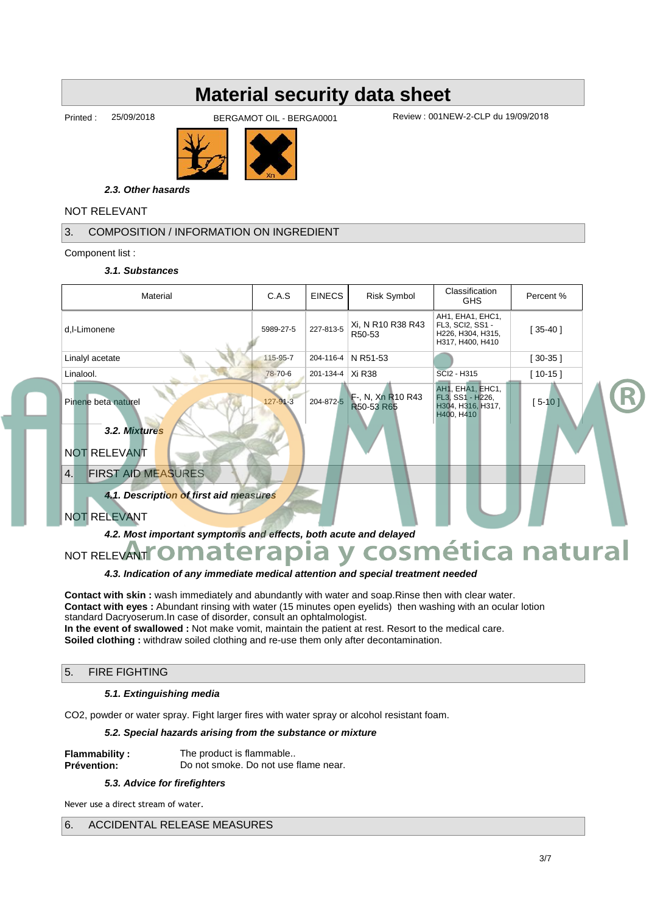# Material security data sheet

Printed : 25/09/2018 BERGAMOT OIL - BERGA0001 Review : 001NEW-2-CLP du 19/09/2018

### *2.3. Other hazards*

NOT RELEVANT

## 3. COMPOSITION / INFORMATION ON INGREDIENT

Component list :

### *3.1. Substances*

| Material | C.A.S | EINECS | Risk Symbol | Classification GHS | Percent % |
|---|---|---|---|---|---|
| d,l-Limonene | 5989-27-5 | 227-813-5 | Xi, N R10 R38 R43 R50-53 | AH1, EHA1, EHC1, FL3, SCI2, SS1 - H226, H304, H315, H317, H400, H410 | [ 35-40 ] |
| Linalyl acetate | 115-95-7 | 204-116-4 | N R51-53 | | [ 30-35 ] |
| Linalool. | 78-70-6 | 201-134-4 | Xi R38 | SCI2 - H315 | [ 10-15 ] |
| Pinene beta naturel | 127-91-3 | 204-872-5 | F-, N, Xn R10 R43 R50-53 R65 | AH1, EHA1, EHC1, FL3, SS1 - H226, H304, H316, H317, H400, H410 | [ 5-10 ] |

### *3.2. Mixtures*

NOT RELEVANT

## 4. FIRST AID MEASURES

### *4.1. Description of first aid measures*

NOT RELEVANT

### *4.2. Most important symptoms and effects, both acute and delayed*

NOT RELEVANT

### *4.3. Indication of any immediate medical attention and special treatment needed*

**Contact with skin :** wash immediately and abundantly with water and soap.Rinse then with clear water.
**Contact with eyes :** Abundant rinsing with water (15 minutes open eyelids) then washing with an ocular lotion standard Dacryoserum.In case of disorder, consult an ophtalmologist.
**In the event of swallowed :** Not make vomit, maintain the patient at rest. Resort to the medical care.
**Soiled clothing :** withdraw soiled clothing and re-use them only after decontamination.

## 5. FIRE FIGHTING

### *5.1. Extinguishing media*

CO2, powder or water spray. Fight larger fires with water spray or alcohol resistant foam.

### *5.2. Special hazards arising from the substance or mixture*

**Flammability :** The product is flammable..
**Prévention:** Do not smoke. Do not use flame near.

### *5.3. Advice for firefighters*

Never use a direct stream of water.

## 6. ACCIDENTAL RELEASE MEASURES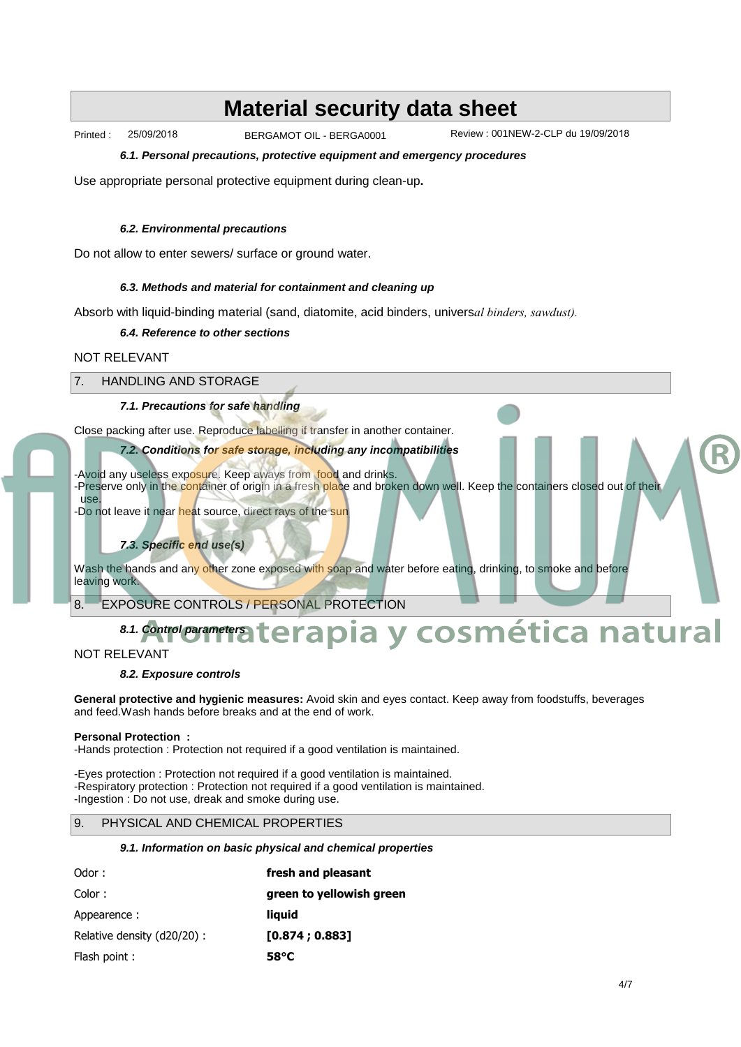### 6.1. Personal precautions, protective equipment and emergency procedures

Use appropriate personal protective equipment during clean-up.

### 6.2. Environmental precautions

Do not allow to enter sewers/ surface or ground water.

### 6.3. Methods and material for containment and cleaning up

Absorb with liquid-binding material (sand, diatomite, acid binders, universal binders, sawdust).

### 6.4. Reference to other sections

NOT RELEVANT

## 7. HANDLING AND STORAGE

### 7.1. Precautions for safe handling

Close packing after use. Reproduce labelling if transfer in another container.

### 7.2. Conditions for safe storage, including any incompatibilities

- Avoid any useless exposure. Keep aways from food and drinks.
- Preserve only in the container of origin in a fresh place and broken down well. Keep the containers closed out of their use.
- Do not leave it near heat source, direct rays of the sun

### 7.3. Specific end use(s)

Wash the hands and any other zone exposed with soap and water before eating, drinking, to smoke and before leaving work.

## 8. EXPOSURE CONTROLS / PERSONAL PROTECTION

### 8.1. Control parameters

NOT RELEVANT

### 8.2. Exposure controls

**General protective and hygienic measures:** Avoid skin and eyes contact. Keep away from foodstuffs, beverages and feed.Wash hands before breaks and at the end of work.

**Personal Protection :**
-Hands protection : Protection not required if a good ventilation is maintained.

-Eyes protection : Protection not required if a good ventilation is maintained.
-Respiratory protection : Protection not required if a good ventilation is maintained.
-Ingestion : Do not use, dreak and smoke during use.

## 9. PHYSICAL AND CHEMICAL PROPERTIES

### 9.1. Information on basic physical and chemical properties

| | |
|---|---|
| Odor : | **fresh and pleasant** |
| Color : | **green to yellowish green** |
| Appearence : | **liquid** |
| Relative density (d20/20) : | **[0.874 ; 0.883]** |
| Flash point : | **58°C** |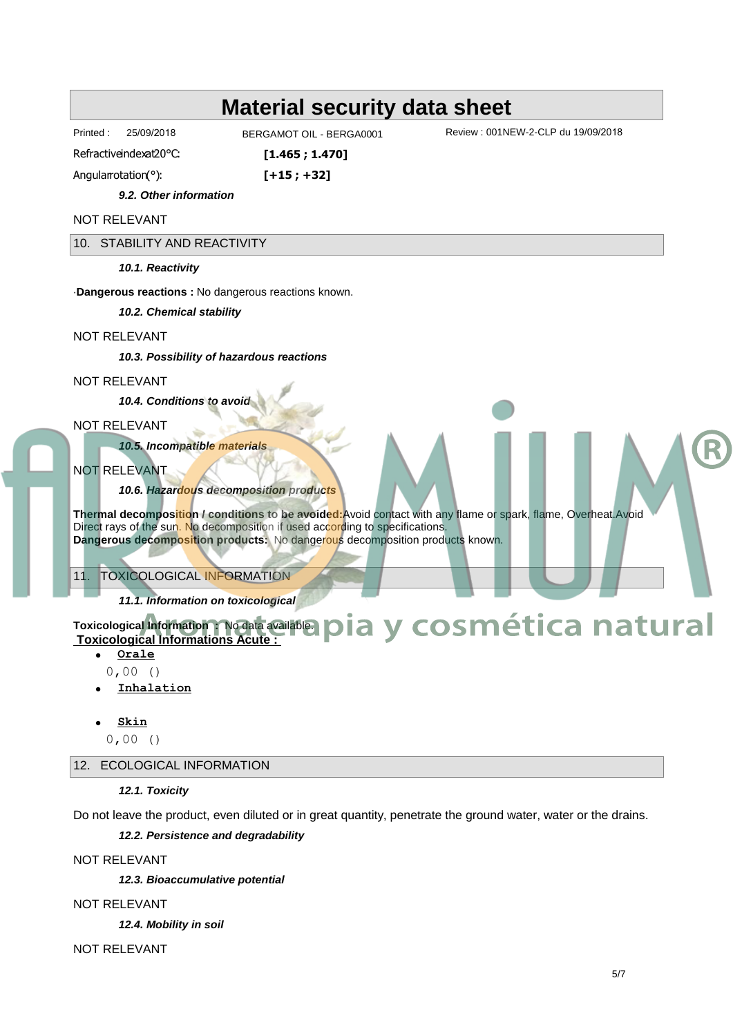# Material security data sheet

Printed : 25/09/2018 BERGAMOT OIL - BERGA0001 Review : 001NEW-2-CLP du 19/09/2018

Refractiveindexat20°C: **[1.465 ; 1.470]**

Angularrotation(°): **[+15 ; +32]**

***9.2. Other information***

NOT RELEVANT

## 10. STABILITY AND REACTIVITY

***10.1. Reactivity***

·**Dangerous reactions :** No dangerous reactions known.

***10.2. Chemical stability***

NOT RELEVANT

***10.3. Possibility of hazardous reactions***

NOT RELEVANT

***10.4. Conditions to avoid***

NOT RELEVANT

***10.5. Incompatible materials***

NOT RELEVANT

***10.6. Hazardous decomposition products***

**Thermal decomposition / conditions to be avoided:**Avoid contact with any flame or spark, flame, Overheat.Avoid Direct rays of the sun. No decomposition if used according to specifications.
**Dangerous decomposition products:** No dangerous decomposition products known.

## 11. TOXICOLOGICAL INFORMATION

***11.1. Information on toxicological***

**Toxicological Information :** No data available.
**Toxicological Informations Acute :**

- **Orale**
  0,00 ()
- **Inhalation**
- **Skin**
  0,00 ()

## 12. ECOLOGICAL INFORMATION

***12.1. Toxicity***

Do not leave the product, even diluted or in great quantity, penetrate the ground water, water or the drains.

***12.2. Persistence and degradability***

NOT RELEVANT

***12.3. Bioaccumulative potential***

NOT RELEVANT

***12.4. Mobility in soil***

NOT RELEVANT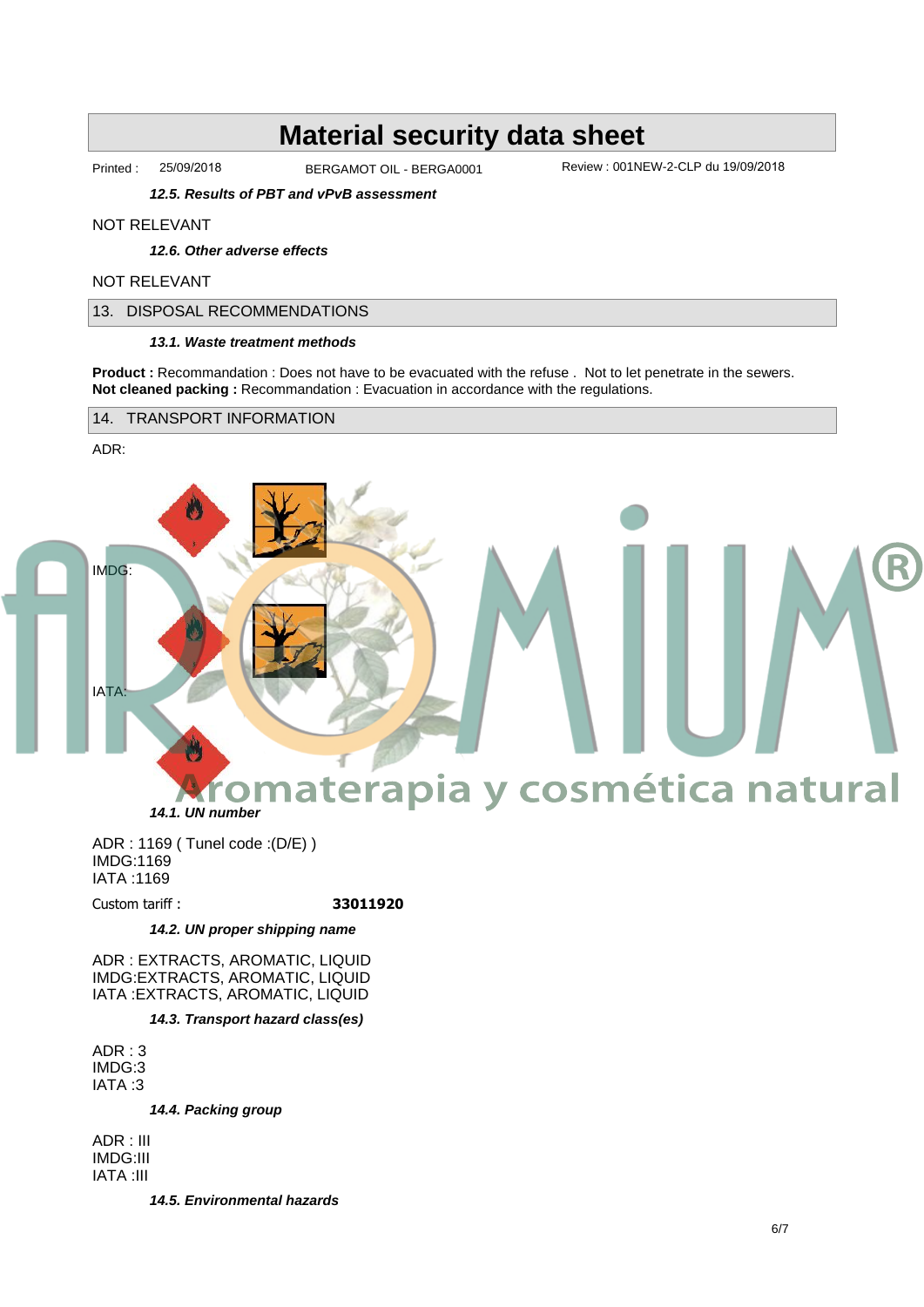# Material security data sheet

Printed : 25/09/2018 BERGAMOT OIL - BERGA0001 Review : 001NEW-2-CLP du 19/09/2018

### *12.5. Results of PBT and vPvB assessment*

NOT RELEVANT

### *12.6. Other adverse effects*

NOT RELEVANT

## 13. DISPOSAL RECOMMENDATIONS

### *13.1. Waste treatment methods*

**Product :** Recommandation : Does not have to be evacuated with the refuse . Not to let penetrate in the sewers.
**Not cleaned packing :** Recommandation : Evacuation in accordance with the regulations.

## 14. TRANSPORT INFORMATION

ADR:

IMDG:

IATA:

### *14.1. UN number*

ADR : 1169 ( Tunel code :(D/E) )
IMDG:1169
IATA :1169

Custom tariff : **33011920**

### *14.2. UN proper shipping name*

ADR : EXTRACTS, AROMATIC, LIQUID
IMDG:EXTRACTS, AROMATIC, LIQUID
IATA :EXTRACTS, AROMATIC, LIQUID

### *14.3. Transport hazard class(es)*

ADR : 3
IMDG:3
IATA :3

### *14.4. Packing group*

ADR : III
IMDG:III
IATA :III

### *14.5. Environmental hazards*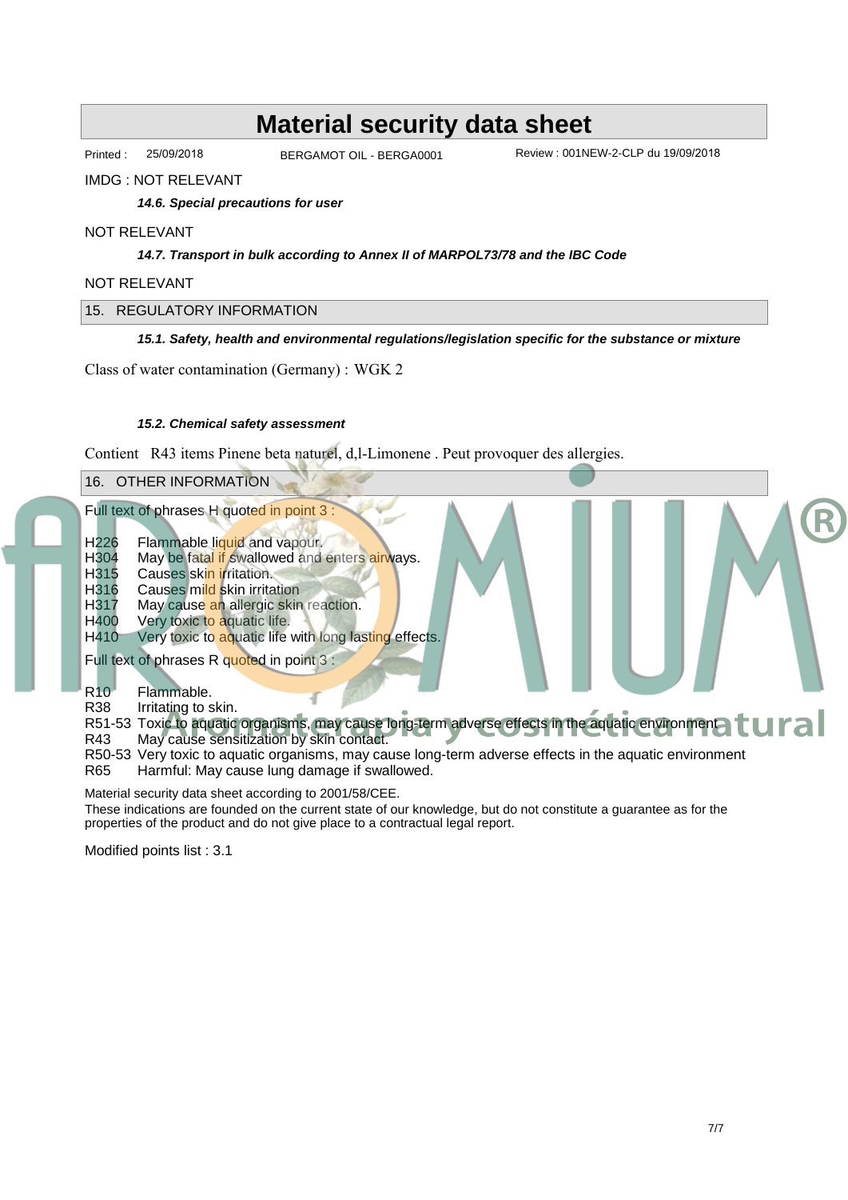IMDG : NOT RELEVANT

### *14.6. Special precautions for user*

NOT RELEVANT

### *14.7. Transport in bulk according to Annex II of MARPOL73/78 and the IBC Code*

NOT RELEVANT

## 15. REGULATORY INFORMATION

### *15.1. Safety, health and environmental regulations/legislation specific for the substance or mixture*

Class of water contamination (Germany) : WGK 2

### *15.2. Chemical safety assessment*

Contient R43 items Pinene beta naturel, d,l-Limonene . Peut provoquer des allergies.

## 16. OTHER INFORMATION

Full text of phrases H quoted in point 3 :

H226 Flammable liquid and vapour.
H304 May be fatal if swallowed and enters airways.
H315 Causes skin irritation.
H316 Causes mild skin irritation
H317 May cause an allergic skin reaction.
H400 Very toxic to aquatic life.
H410 Very toxic to aquatic life with long lasting effects.

Full text of phrases R quoted in point 3 :

R10 Flammable.
R38 Irritating to skin.
R51-53 Toxic to aquatic organisms, may cause long-term adverse effects in the aquatic environment
R43 May cause sensitization by skin contact.
R50-53 Very toxic to aquatic organisms, may cause long-term adverse effects in the aquatic environment
R65 Harmful: May cause lung damage if swallowed.

Material security data sheet according to 2001/58/CEE.
These indications are founded on the current state of our knowledge, but do not constitute a guarantee as for the properties of the product and do not give place to a contractual legal report.

Modified points list : 3.1